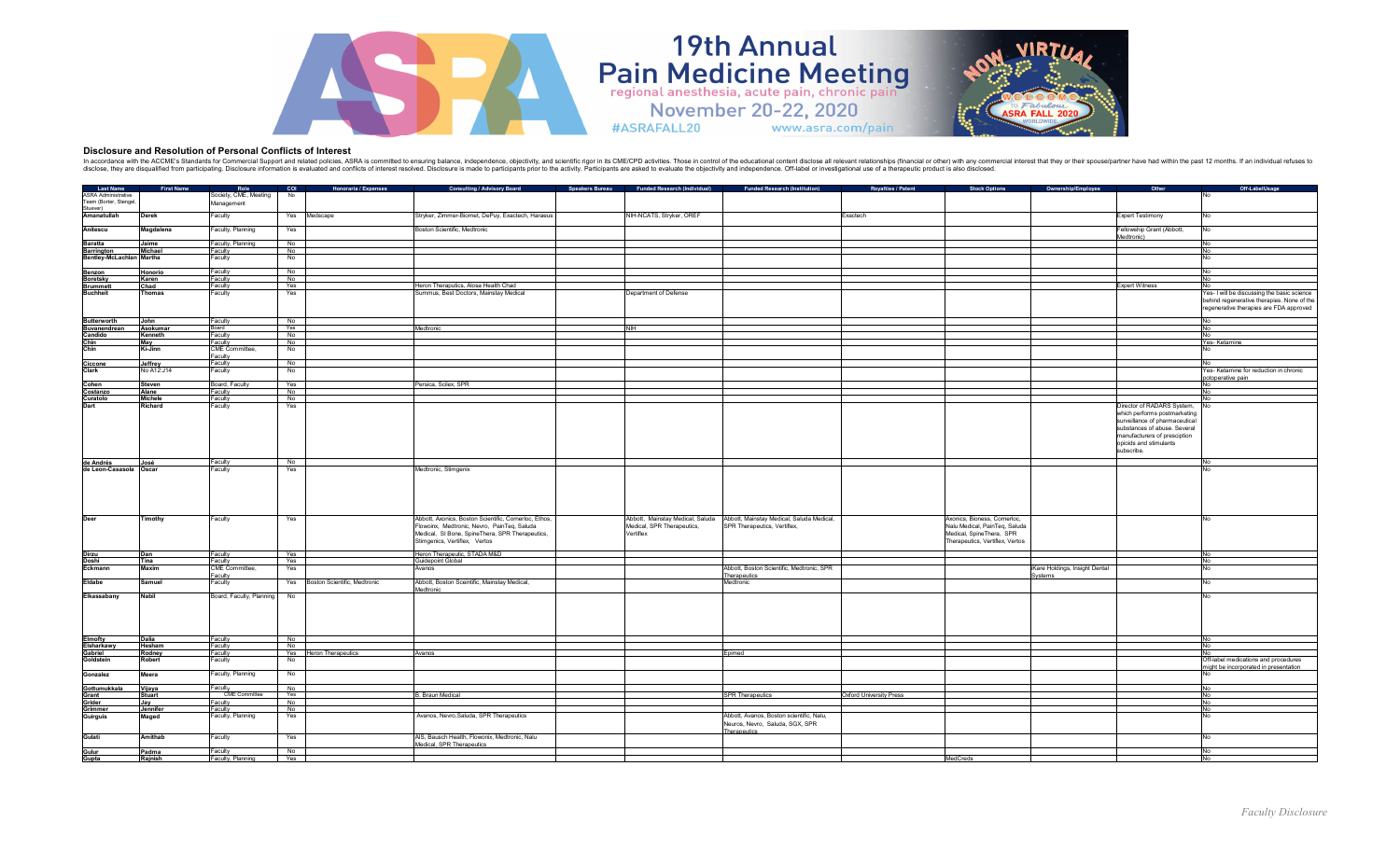19th Annual
Pain Medicine Meeting
regional anesthesia, acute pain, chronic pain
November 20-22, 2020
#ASRAFALL20 www.asra.com/pain

## Disclosure and Resolution of Personal Conflicts of Interest

In accordance with the ACCME's Standards for Commercial Support and related policies, ASRA is committed to ensuring balance, independence, objectivity, and scientific rigor in its CME/CPD activities. Those in control of the educational content disclose all relevant relationships (financial or other) with any commercial interest that they or their spouse/partner have had within the past 12 months. If an individual refuses to disclose, they are disqualified from participating. Disclosure information is evaluated and conflicts of interest resolved. Disclosure is made to participants prior to the activity. Participants are asked to evaluate the objectivity and independence. Off-label or investigational use of a therapeutic product is also disclosed.

| Last Name | First Name | Role | COI | Honoraria / Expenses | Consulting / Advisory Board | Speakers Bureau | Funded Research (Individual) | Funded Research (Institution) | Royalties / Patent | Stock Options | Ownership/Employee | Other | Off-Label/Usage |
|---|---|---|---|---|---|---|---|---|---|---|---|---|---|
| ASRA Administrative Team (Borter, Stengel, Stuever) | | Society, CME, Meeting Management | No | | | | | | | | | | No |
| Amanatullah | Derek | Faculty | Yes | Medscape | Stryker, Zimmer-Biomet, DePuy, Exactech, Haraeus | | NIH-NCATS, Stryker, OREF | | Exactech | | | Expert Testimony | No |
| Anitescu | Magdalena | Faculty, Planning | Yes | | Boston Scientific, Medtronic | | | | | | | Fellowship Grant (Abbott, Medtronic) | No |
| Baratta | Jaime | Faculty, Planning | No | | | | | | | | | | No |
| Barrington | Michael | Faculty | No | | | | | | | | | | No |
| Bentley-McLachlan | Martha | Faculty | No | | | | | | | | | | No |
| Benzon | Honorio | Faculty | No | | | | | | | | | | No |
| Boretsky | Karen | Faculty | No | | | | | | | | | | No |
| Brummett | Chad | Faculty | Yes | | Heron Theraputics, Alosa Health Chad | | | | | | | Expert Witness | No |
| Buchheit | Thomas | Faculty | Yes | | Summus, Best Doctors, Mainstay Medical | | Department of Defense | | | | | | Yes- I will be discussing the basic science behind regenerative therapies. None of the regenerative therapies are FDA approved |
| Butterworth | John | Faculty | No | | | | | | | | | | No |
| Buvanendrean | Asokumar | Board | Yes | | Medtronic | | NIH | | | | | | No |
| Candido | Kenneth | Faculty | No | | | | | | | | | | No |
| Chin | May | Faculty | No | | | | | | | | | | Yes- Ketamine |
| Chin | Ki-Jinn | CME Committee, Faculty | No | | | | | | | | | | No |
| Ciccone | Jeffrey | Faculty | No | | | | | | | | | | No |
| Clark | No A12J14 | Faculty | No | | | | | | | | | | Yes- Ketamine for reduction in chronic postoperative pain |
| Cohen | Steven | Board, Faculty | Yes | | Persica, Scilex, SPR | | | | | | | | No |
| Costanzo | Alane | Faculty | No | | | | | | | | | | No |
| Curatolo | Michele | Faculty | No | | | | | | | | | | No |
| Dart | Richard | Faculty | Yes | | | | | | | | | Director of RADARS System, which performs postmarketing surveillance of pharmaceutical substances of abuse. Several manufacturers of prescription opioids and stimulants subscribe. | No |
| de Andrés | José | Faculty | No | | | | | | | | | | No |
| de Leon-Casasola | Oscar | Faculty | Yes | | Medtronic, Stimgenix | | | | | | | | No |
| Deer | Timothy | Faculty | Yes | | Abbott, Axonics, Boston Scientific, Cornerloc, Ethos, Flowonix, Medtronic, Nevro, PainTeq, Saluda Medical, SI Bone, SpineThera, SPR Therapeutics, Stimgenics, Vertiflex, Vertos | | Abbott, Mainstay Medical, Saluda Medical, SPR Therapeutics, Vertiflex | Abbott, Mainstay Medical, Saluda Medical, SPR Therapeutics, Vertiflex, | | Axonics, Bioness, Cornerloc, Nalu Medical, PainTeq, Saluda Medical, SpineThera, SPR Therapeutics, Vertiflex, Vertos | | | No |
| Dirzu | Dan | Faculty | Yes | | Heron Therapeutic, STADA M&D | | | | | | | | No |
| Doshi | Tina | Faculty | Yes | | Guidepoint Global | | | | | | | | No |
| Eckmann | Maxim | CME Committee, Faculty | Yes | | Avanos | | | Abbott, Boston Scientific, Medtronic, SPR Therapeutics | | | iKere Holdings, Insight Dental Systems | | No |
| Eldabe | Samuel | Faculty | Yes | Boston Scientific, Medtronic | Abbott, Boston Scientific, Mainstay Medical, Medtronic | | | Medtronic | | | | | No |
| Elkassabany | Nabil | Board, Faculty, Planning | No | | | | | | | | | | No |
| Elmofty | Dalia | Faculty | No | | | | | | | | | | No |
| Elsharkawy | Hesham | Faculty | No | | | | | | | | | | No |
| Gabriel | Rodney | Faculty | Yes | Heron Therapeutics | Avanos | | | Epimed | | | | | No |
| Goldstein | Robert | Faculty | No | | | | | | | | | | Off-label medications and procedures might be incorporated in presentation |
| Gonzalez | Meera | Faculty, Planning | No | | | | | | | | | | No |
| Gottumukkala | Vijaya | Faculty | No | | | | | | | | | | No |
| Grant | Stuart | CME Committee | Yes | | B. Braun Medical | | | SPR Therapeutics | Oxford University Press | | | | No |
| Grider | Jay | Faculty | No | | | | | | | | | | No |
| Grimmer | Jennifer | Faculty | No | | | | | | | | | | No |
| Guirguis | Maged | Faculty, Planning | Yes | | Avanos, Nevro,Saluda, SPR Therapeutics | | | Abbott, Avanos, Boston scientific, Nalu, Neuros, Nevro, Saluda, SGX, SPR Therapeutics | | | | | No |
| Gulati | Amitabh | Faculty | Yes | | AIS, Bausch Health, Flowonix, Medtronic, Nalu Medical, SPR Therapeutics | | | | | | | | No |
| Gulur | Padma | Faculty | No | | | | | | | | | | No |
| Gupta | Rajnish | Faculty, Planning | Yes | | | | | | | MedCreds | | | No |

*Faculty Disclosure*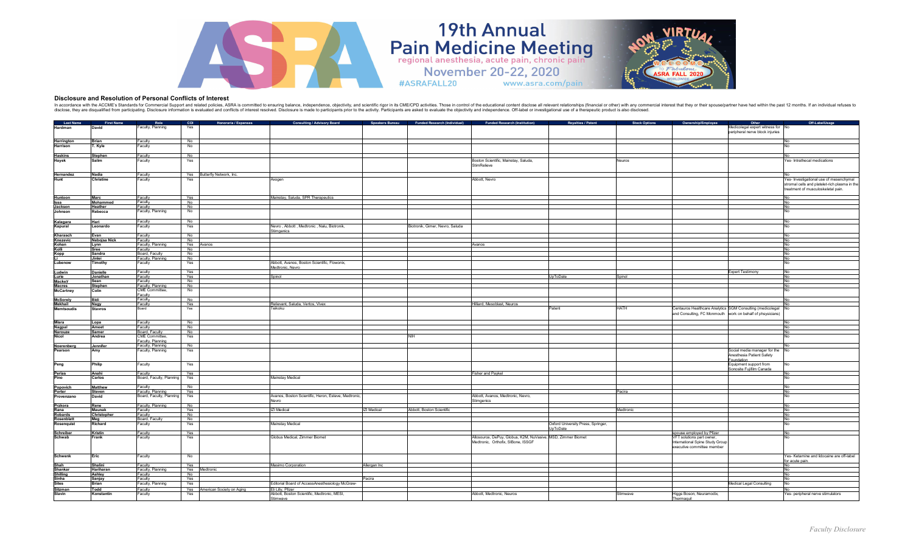# 19th Annual Pain Medicine Meeting

regional anesthesia, acute pain, chronic pain

November 20-22, 2020

#ASRAFALL20 www.asra.com/pain

## Disclosure and Resolution of Personal Conflicts of Interest

In accordance with the ACCME's Standards for Commercial Support and related policies, ASRA is committed to ensuring balance, independence, objectivity, and scientific rigor in its CME/CPD activities. Those in control of the educational content disclose all relevant relationships (financial or other) with any commercial interest that they or their spouse/partner have had within the past 12 months. If an individual refuses to disclose, they are disqualified from participating. Disclosure information is evaluated and conflicts of interest resolved. Disclosure is made to participants prior to the activity. Participants are asked to evaluate the objectivity and independence. Off-label or investigational use of a therapeutic product is also disclosed.

| Last Name | First Name | Role | COI | Honoraria / Expenses | Consulting / Advisory Board | Speakers Bureau | Funded Research (Individual) | Funded Research (Institution) | Royalties / Patent | Stock Options | Ownership/Employee | Other | Off-Label/Usage |
|---|---|---|---|---|---|---|---|---|---|---|---|---|---|
| Hardman | David | Faculty, Planning | Yes | | | | | | | | | Medicolegal expert witness for peripheral nerve block injuries | No |
| Harrington | Brian | Faculty | No | | | | | | | | | | No |
| Harrison | T. Kyle | Faculty | No | | | | | | | | | | No |
| Haskins | Stephen | Faculty | No | | | | | | | | | | No |
| Hayek | Salim | Faculty | Yes | | | | | Boston Scientific, Mainstay, Saluda, StimRelieve | | Neuros | | | Yes- Intrathecal medications |
| Hernandez | Nadia | Faculty | Yes | Butterfly Network, Inc. | | | | | | | | | No |
| Hunt | Christine | Faculty | Yes | | Axogen | | | Abbott, Nevro | | | | | Yes- Investigational use of mesenchymal stromal cells and platelet-rich plasma in the treatment of musculoskeletal pain. |
| Huntoon | Marc | Faculty | Yes | | Mainstay, Saluda, SPR Therapeutics | | | | | | | | No |
| Issa | Mohammed | Faculty | No | | | | | | | | | | No |
| Jackson | Heather | Faculty | No | | | | | | | | | | No |
| Johnson | Rebecca | Faculty, Planning | No | | | | | | | | | | No |
| Kalagara | Hari | Faculty | No | | | | | | | | | | No |
| Kapural | Leonardo | Faculty | Yes | | Nevro , Abbott , Medtronic , Nalu, Biotronik, Stimgenics | | Biotronik, Gimer, Nevro, Saluda | | | | | | No |
| Kharasch | Evan | Faculty | No | | | | | | | | | | No |
| Knezevic | Nebojsa Nick | Faculty | No | | | | | | | | | | No |
| Kohan | Lynn | Faculty, Planning | Yes | Avanos | | | | Avanos | | | | | No |
| Kolli | Sree | Faculty | No | | | | | | | | | | No |
| Kopp | Sandra | Board, Faculty | No | | | | | | | | | | No |
| Li | Jinlei | Faculty, Planning | No | | | | | | | | | | No |
| Lubenow | Timothy | Faculty | Yes | | Abbott, Avanos, Boston Scientific, Flowonix, Medtronic, Nevro | | | | | | | | No |
| Ludwin | Danielle | Faculty | Yes | | | | | | | | | Expert Testimony | No |
| Lurie | Jonathan | Faculty | Yes | | Spinol | | | | UpToDate | Spinol | | | No |
| MacKey | Sean | Faculty | No | | | | | | | | | | No |
| Macres | Stephen | Faculty, Planning | No | | | | | | | | | | No |
| McCartney | Colin | CME Committee, Faculty | No | | | | | | | | | | No |
| McSorely | Bidi | Faculty | No | | | | | | | | | | No |
| Mekhail | Nagy | Faculty | Yes | | Relievant, Saluda, Vertos, Vivex | | | Hilliard, Mesoblast, Neuros | | | | | No |
| Memtsoudis | Stavros | Board | Yes | | Teikoku | | | | Patent | HATH | Centauros Healthcare Analytics and Consulting, FC Monmouth | SGM Consulting (medicolegal work on behalf of physicians) | No |
| Misra | Lopa | Faculty | No | | | | | | | | | | No |
| Nagpal | Ameet | Faculty | No | | | | | | | | | | No |
| Narouze | Samer | Board, Faculty | No | | | | | | | | | | No |
| Nicol | Andrea | CME Committee, Faculty, Planning | Yes | | | | NIH | | | | | | No |
| Noerenberg | Jennifer | Faculty, Planning | No | | | | | | | | | | No |
| Pearson | Amy | Faculty, Planning | Yes | | | | | | | | | Social media manager for the Anesthesia Patient Safety Foundation | No |
| Peng | Philip | Faculty | Yes | | | | | | | | | Equipment support from Sonosite Fujifilm Canada | No |
| Perlas | Anahi | Faculty | Yes | | | | | Fisher and Paykel | | | | | No |
| Pino | Carlos | Board, Faculty, Planning | Yes | | Mainstay Medical | | | | | | | | No |
| Popovich | Matthew | Faculty | No | | | | | | | | | | No |
| Porter | Steven | Faculty, Planning | Yes | | | | | | | Pacira | | | No |
| Provenzano | David | Board, Faculty, Planning | Yes | | Avanos, Boston Scientific, Heron, Esteve, Medtronic, Nevro | | | Abbott, Avanos, Medtronic, Nevro, Stimgenics | | | | | No |
| Przkora | Rene | Faculty, Planning | No | | | | | | | | | | No |
| Rana | Maunak | Faculty | Yes | | IZI Medical | IZI Medical | Abbott, Boston Scientific | | | Medtronic | | | No |
| Robards | Christopher | Faculty | No | | | | | | | | | | No |
| Rosenblatt | Meg | Board, Faculty | No | | | | | | | | | | No |
| Rosenquist | Richard | Faculty | Yes | | Mainstay Medical | | | | Oxford University Press, Springer, UpToDate | | | | No |
| Schreiber | Kristin | Faculty | Yes | | | | | | | | spouse employed by Pfizer | | No |
| Schwab | Frank | Faculty | Yes | | Globus Medical, Zimmer Biomet | | | Allosource, DePuy, Globus, K2M, NuVasive, MSD, Zimmer Biomet Medtronic, Orthofix, SIBone, ISSGF | | | VFT solutions part owner, International Spine Study Group executive committee member | | No |
| Schwenk | Eric | Faculty | No | | | | | | | | | | Yes- Ketamine and lidocaine are off-label for acute pain. |
| Shah | Shalini | Faculty | Yes | | Masimo Corporation | Allergan Inc | | | | | | | No |
| Shankar | Hariharan | Faculty, Planning | Yes | Medtronic | | | | | | | | | No |
| Shilling | Ashley | Faculty | No | | | | | | | | | | No |
| Sinha | Sanjay | Faculty | Yes | | | Pacira | | | | | | | No |
| Sites | Brian | Faculty, Planning | Yes | | Editorial Board of AccessAnesthesiology McGraw- | | | | | | | Medical Legal Consulting | No |
| Sitzman | Todd | Faculty | Yes | American Society on Aging | Eli Lilly, Pfizer | | | | | | | | No |
| Slavin | Konstantin | Faculty | Yes | | Abbott, Boston Scientific, Medtronic, MESI, Stimwave | | | Abbott, Medtronic, Neuros | | Stimwave | Higgs Boson, Neuramodix, Thermaquil | | Yes- peripheral nerve stimulators |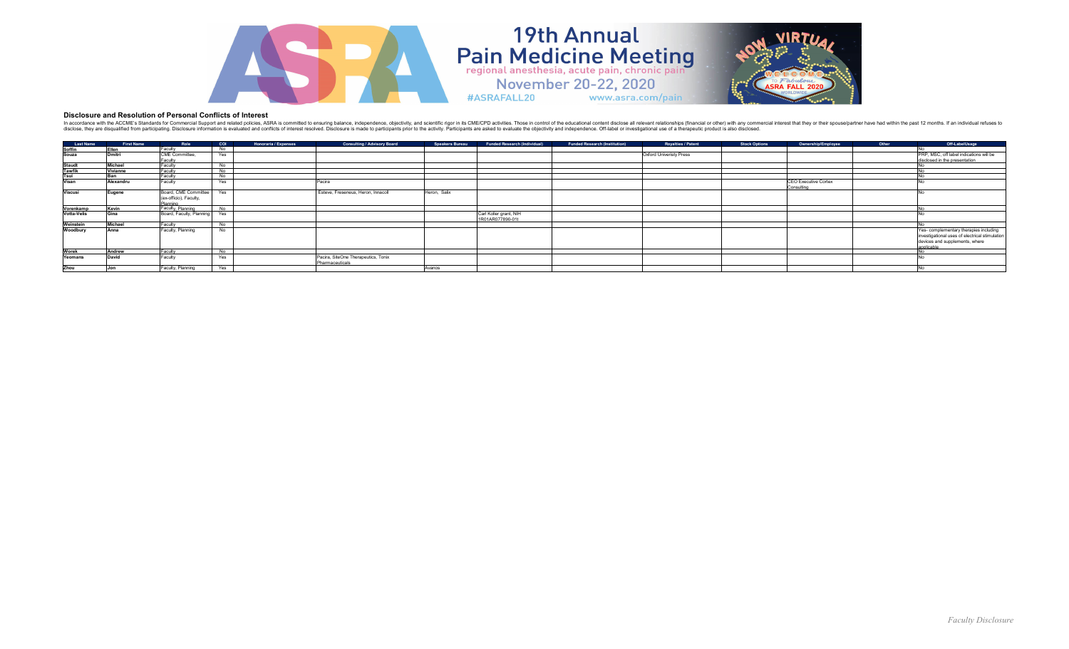## Disclosure and Resolution of Personal Conflicts of Interest

In accordance with the ACCME's Standards for Commercial Support and related policies, ASRA is committed to ensuring balance, independence, objectivity, and scientific rigor in its CME/CPD activities. Those in control of the educational content disclose all relevant relationships (financial or other) with any commercial interest that they or their spouse/partner have had within the past 12 months. If an individual refuses to disclose, they are disqualified from participating. Disclosure information is evaluated and conflicts of interest resolved. Disclosure is made to participants prior to the activity. Participants are asked to evaluate the objectivity and independence. Off-label or investigational use of a therapeutic product is also disclosed.

| Last Name | First Name | Role | COI | Honoraria / Expenses | Consulting / Advisory Board | Speakers Bureau | Funded Research (Individual) | Funded Research (Institution) | Royalties / Patent | Stock Options | Ownership/Employee | Other | Off-Label/Usage |
|---|---|---|---|---|---|---|---|---|---|---|---|---|---|
| Soffin | Ellen | Faculty | No | | | | | | | | | | No |
| Souza | Dmitri | CME Committee, Faculty | Yes | | | | | | Oxford Univeristy Press | | | | PRP, MSC, off label indications will be disclosed in the presentation |
| Staudt | Michael | Faculty | No | | | | | | | | | | No |
| Tawfik | Vivianne | Faculty | No | | | | | | | | | | No |
| Tsui | Ban | Faculty | No | | | | | | | | | | No |
| Visan | Alexandru | Faculty | Yes | | Pacira | | | | | | CEO Executive Cortex Consulting | | No |
| Viscusi | Eugene | Board, CME Committee (ex-officio), Faculty, Planning | Yes | | Esteve, Fresenius, Heron, Innacoll | Heron, Salix | | | | | | | No |
| Vorenkamp | Kevin | Faculty, Planning | No | | | | | | | | | | No |
| Votta-Velis | Gina | Board, Faculty, Planning | Yes | | | | Carl Koller grant, NIH 1R01AR077890-01 | | | | | | No |
| Weinstein | Michael | Faculty | No | | | | | | | | | | No |
| Woodbury | Anna | Faculty, Planning | No | | | | | | | | | | Yes- complementary therapies including investigational uses of electrical stimulation devices and supplements, where applicable |
| Worek | Andrew | Faculty | No | | | | | | | | | | No |
| Yeomans | David | Faculty | Yes | | Pacira, SiteOne Therapeutics, Tonix Pharmaceuticals | | | | | | | | No |
| Zhou | Jon | Faculty, Planning | Yes | | | Avanos | | | | | | | No |